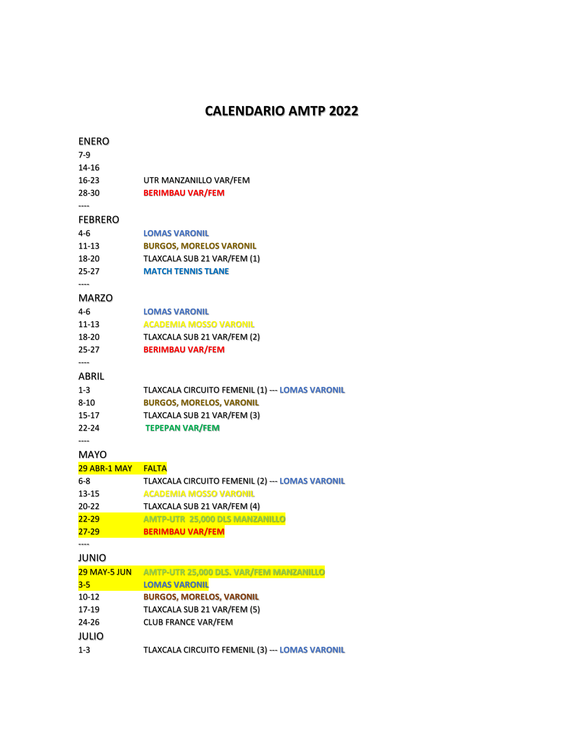# CALENDARIO AMTP 2022

ENERO

7-9

14-16

16-23 UTR MANZANILLO VAR/FEM

28-30 **BERIMBAU VAR/FEM**

----

FEBRERO

4-6 **LOMAS VARONIL**

11-13 **BURGOS, MORELOS VARONIL**

18-20 TLAXCALA SUB 21 VAR/FEM (1)

25-27 **MATCH TENNIS TLANE**

----

MARZO

4-6 **LOMAS VARONIL**

11-13 **ACADEMIA MOSSO VARONIL**

18-20 TLAXCALA SUB 21 VAR/FEM (2)

25-27 **BERIMBAU VAR/FEM**

----

ABRIL

1-3 TLAXCALA CIRCUITO FEMENIL (1) --- **LOMAS VARONIL**

8-10 **BURGOS, MORELOS, VARONIL**

15-17 TLAXCALA SUB 21 VAR/FEM (3)

22-24 **TEPEPAN VAR/FEM**

----

MAYO

29 ABR-1 MAY FALTA

6-8 TLAXCALA CIRCUITO FEMENIL (2) --- **LOMAS VARONIL**

13-15 **ACADEMIA MOSSO VARONIL**

20-22 TLAXCALA SUB 21 VAR/FEM (4)

22-29 **AMTP-UTR 25,000 DLS MANZANILLO**

27-29 **BERIMBAU VAR/FEM**

----

JUNIO

29 MAY-5 JUN **AMTP-UTR 25,000 DLS. VAR/FEM MANZANILLO**

3-5 **LOMAS VARONIL**

10-12 **BURGOS, MORELOS, VARONIL**

17-19 TLAXCALA SUB 21 VAR/FEM (5)

24-26 CLUB FRANCE VAR/FEM

JULIO

1-3 TLAXCALA CIRCUITO FEMENIL (3) --- **LOMAS VARONIL**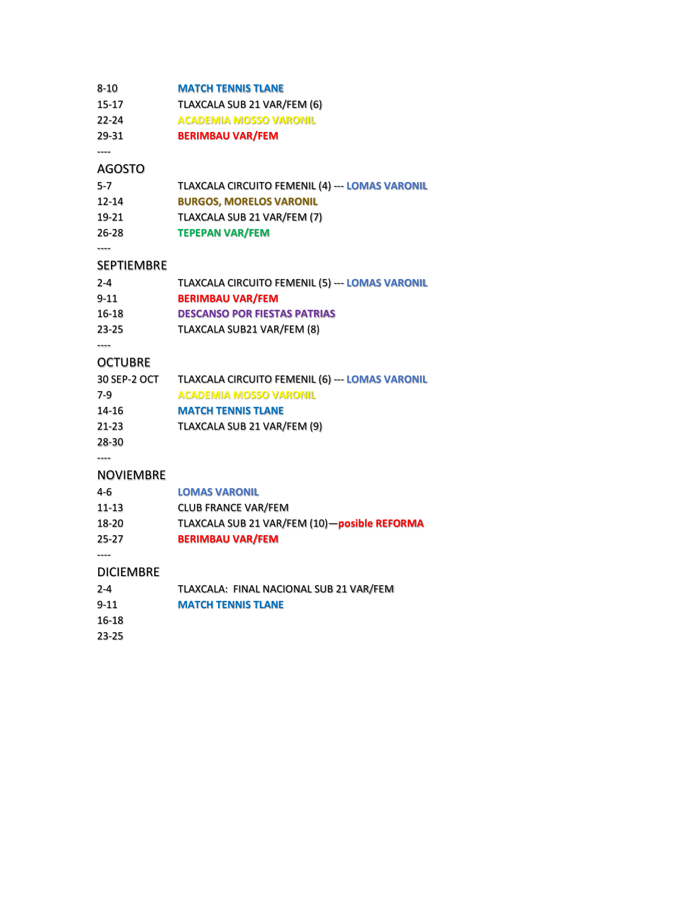| | |
|---|---|
| 8-10 | **MATCH TENNIS TLANE** |
| 15-17 | TLAXCALA SUB 21 VAR/FEM (6) |
| 22-24 | **ACADEMIA MOSSO VARONIL** |
| 29-31 | **BERIMBAU VAR/FEM** |

----

## AGOSTO

| | |
|---|---|
| 5-7 | TLAXCALA CIRCUITO FEMENIL (4) --- **LOMAS VARONIL** |
| 12-14 | **BURGOS, MORELOS VARONIL** |
| 19-21 | TLAXCALA SUB 21 VAR/FEM (7) |
| 26-28 | **TEPEPAN VAR/FEM** |

----

## SEPTIEMBRE

| | |
|---|---|
| 2-4 | TLAXCALA CIRCUITO FEMENIL (5) --- **LOMAS VARONIL** |
| 9-11 | **BERIMBAU VAR/FEM** |
| 16-18 | **DESCANSO POR FIESTAS PATRIAS** |
| 23-25 | TLAXCALA SUB21 VAR/FEM (8) |

----

## OCTUBRE

| | |
|---|---|
| 30 SEP-2 OCT | TLAXCALA CIRCUITO FEMENIL (6) --- **LOMAS VARONIL** |
| 7-9 | **ACADEMIA MOSSO VARONIL** |
| 14-16 | **MATCH TENNIS TLANE** |
| 21-23 | TLAXCALA SUB 21 VAR/FEM (9) |
| 28-30 | |

----

## NOVIEMBRE

| | |
|---|---|
| 4-6 | **LOMAS VARONIL** |
| 11-13 | CLUB FRANCE VAR/FEM |
| 18-20 | TLAXCALA SUB 21 VAR/FEM (10)—**posible REFORMA** |
| 25-27 | **BERIMBAU VAR/FEM** |

----

## DICIEMBRE

| | |
|---|---|
| 2-4 | TLAXCALA: FINAL NACIONAL SUB 21 VAR/FEM |
| 9-11 | **MATCH TENNIS TLANE** |
| 16-18 | |
| 23-25 | |